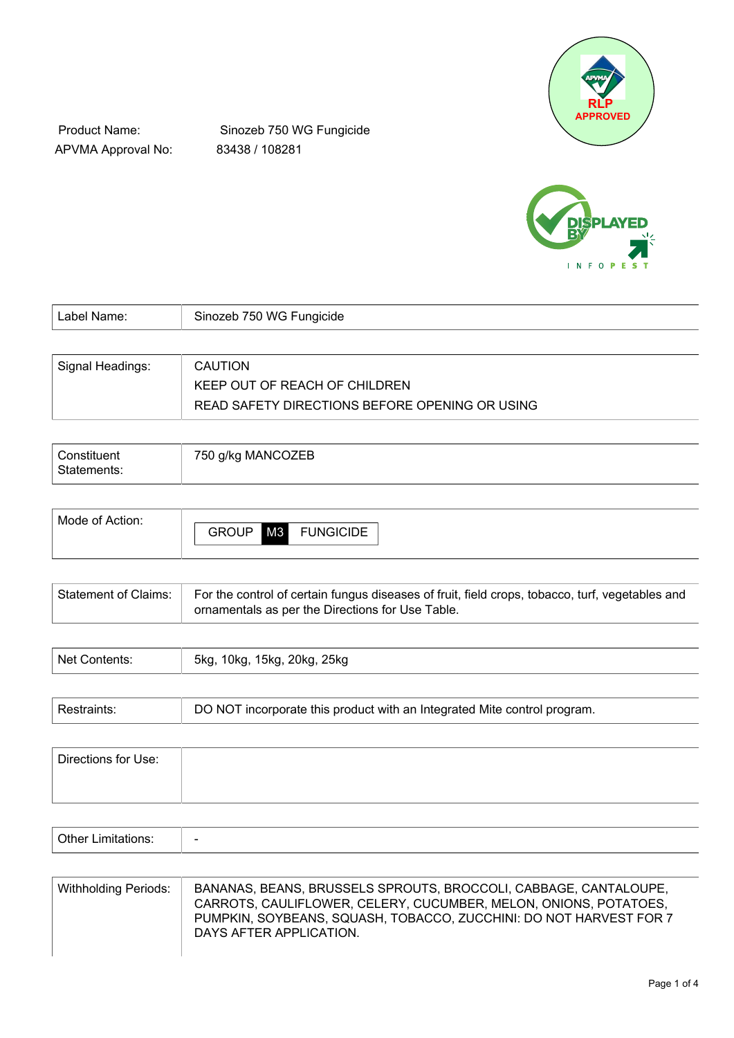Product Name: Sinozeb 750 WG Fungicide

APVMA Approval No: 83438 / 108281

| Label Name: | Sinozeb 750 WG Fungicide |
|---|---|
| Signal Headings: | CAUTION<br>KEEP OUT OF REACH OF CHILDREN<br>READ SAFETY DIRECTIONS BEFORE OPENING OR USING |
| Constituent Statements: | 750 g/kg MANCOZEB |
| Mode of Action: | GROUP M3 FUNGICIDE |
| Statement of Claims: | For the control of certain fungus diseases of fruit, field crops, tobacco, turf, vegetables and ornamentals as per the Directions for Use Table. |
| Net Contents: | 5kg, 10kg, 15kg, 20kg, 25kg |
| Restraints: | DO NOT incorporate this product with an Integrated Mite control program. |
| Directions for Use: | |
| Other Limitations: | - |
| Withholding Periods: | BANANAS, BEANS, BRUSSELS SPROUTS, BROCCOLI, CABBAGE, CANTALOUPE, CARROTS, CAULIFLOWER, CELERY, CUCUMBER, MELON, ONIONS, POTATOES, PUMPKIN, SOYBEANS, SQUASH, TOBACCO, ZUCCHINI: DO NOT HARVEST FOR 7 DAYS AFTER APPLICATION. |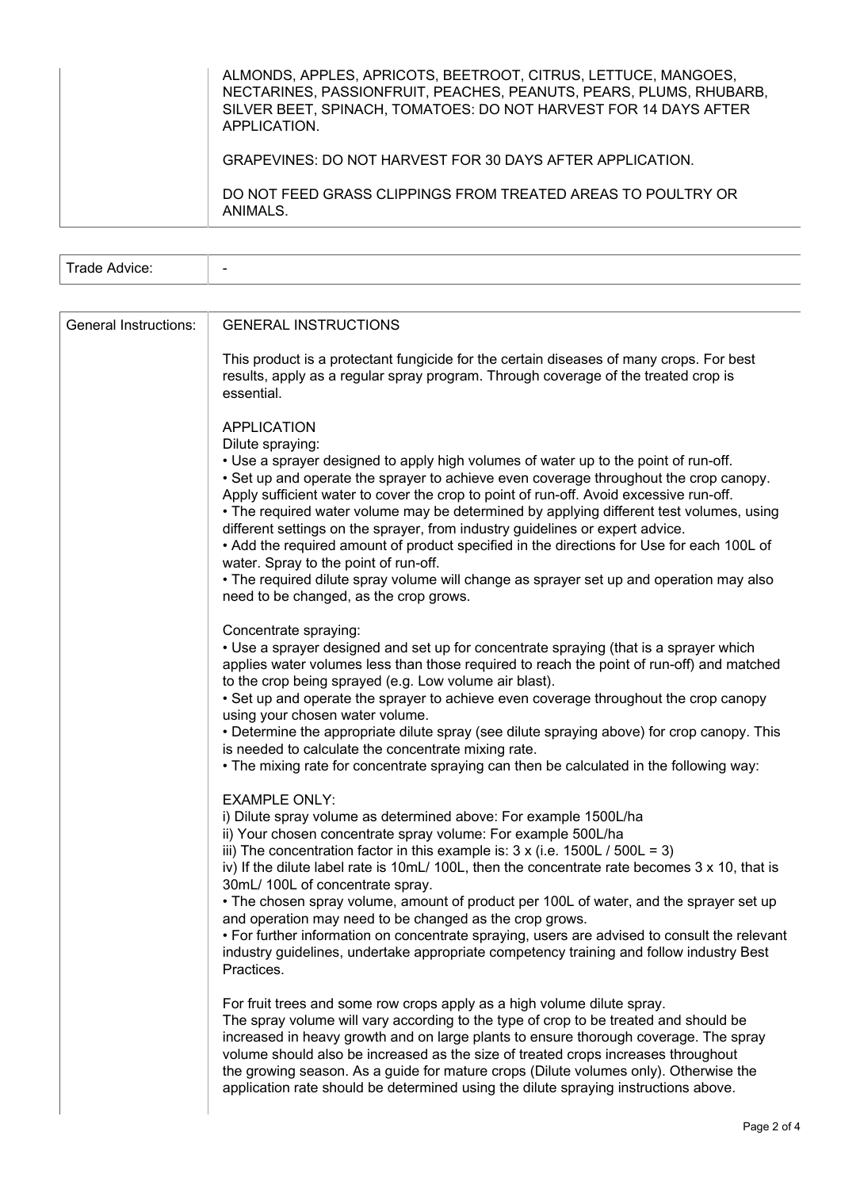| | |
|---|---|
| | ALMONDS, APPLES, APRICOTS, BEETROOT, CITRUS, LETTUCE, MANGOES, NECTARINES, PASSIONFRUIT, PEACHES, PEANUTS, PEARS, PLUMS, RHUBARB, SILVER BEET, SPINACH, TOMATOES: DO NOT HARVEST FOR 14 DAYS AFTER APPLICATION.<br><br>GRAPEVINES: DO NOT HARVEST FOR 30 DAYS AFTER APPLICATION.<br><br>DO NOT FEED GRASS CLIPPINGS FROM TREATED AREAS TO POULTRY OR ANIMALS. |

| | |
|---|---|
| Trade Advice: | - |

| | |
|---|---|
| General Instructions: | GENERAL INSTRUCTIONS |

This product is a protectant fungicide for the certain diseases of many crops. For best results, apply as a regular spray program. Through coverage of the treated crop is essential.

APPLICATION

Dilute spraying:

- Use a sprayer designed to apply high volumes of water up to the point of run-off.
- Set up and operate the sprayer to achieve even coverage throughout the crop canopy. Apply sufficient water to cover the crop to point of run-off. Avoid excessive run-off.
- The required water volume may be determined by applying different test volumes, using different settings on the sprayer, from industry guidelines or expert advice.
- Add the required amount of product specified in the directions for Use for each 100L of water. Spray to the point of run-off.
- The required dilute spray volume will change as sprayer set up and operation may also need to be changed, as the crop grows.

Concentrate spraying:

- Use a sprayer designed and set up for concentrate spraying (that is a sprayer which applies water volumes less than those required to reach the point of run-off) and matched to the crop being sprayed (e.g. Low volume air blast).
- Set up and operate the sprayer to achieve even coverage throughout the crop canopy using your chosen water volume.
- Determine the appropriate dilute spray (see dilute spraying above) for crop canopy. This is needed to calculate the concentrate mixing rate.
- The mixing rate for concentrate spraying can then be calculated in the following way:

EXAMPLE ONLY:

i) Dilute spray volume as determined above: For example 1500L/ha
ii) Your chosen concentrate spray volume: For example 500L/ha
iii) The concentration factor in this example is: 3 x (i.e. 1500L / 500L = 3)
iv) If the dilute label rate is 10mL/ 100L, then the concentrate rate becomes 3 x 10, that is 30mL/ 100L of concentrate spray.

- The chosen spray volume, amount of product per 100L of water, and the sprayer set up and operation may need to be changed as the crop grows.
- For further information on concentrate spraying, users are advised to consult the relevant industry guidelines, undertake appropriate competency training and follow industry Best Practices.

For fruit trees and some row crops apply as a high volume dilute spray.
The spray volume will vary according to the type of crop to be treated and should be increased in heavy growth and on large plants to ensure thorough coverage. The spray volume should also be increased as the size of treated crops increases throughout the growing season. As a guide for mature crops (Dilute volumes only). Otherwise the application rate should be determined using the dilute spraying instructions above.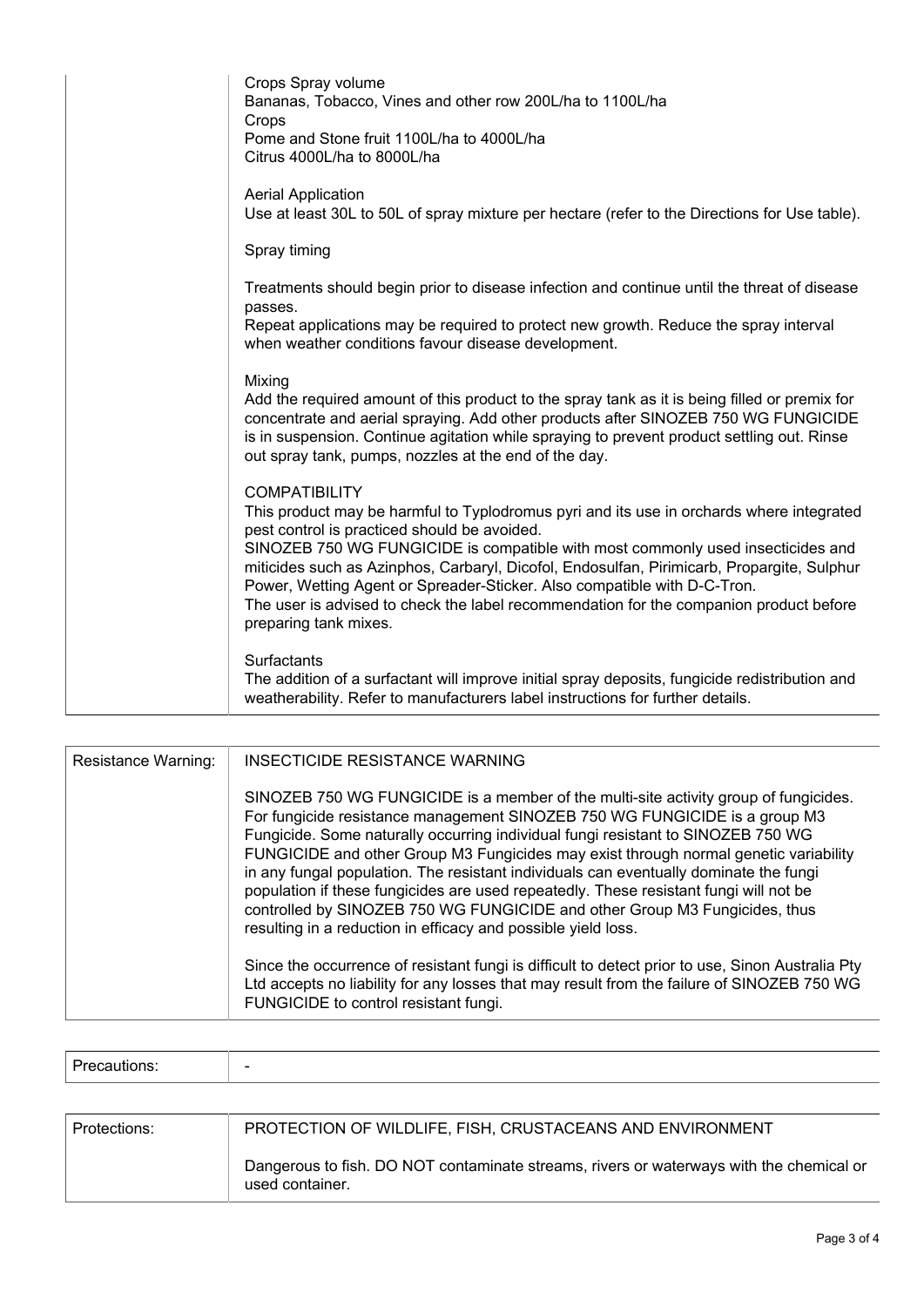| | |
|---|---|
| | Crops Spray volume<br>Bananas, Tobacco, Vines and other row 200L/ha to 1100L/ha<br>Crops<br>Pome and Stone fruit 1100L/ha to 4000L/ha<br>Citrus 4000L/ha to 8000L/ha<br><br>Aerial Application<br>Use at least 30L to 50L of spray mixture per hectare (refer to the Directions for Use table).<br><br>Spray timing<br><br>Treatments should begin prior to disease infection and continue until the threat of disease passes.<br>Repeat applications may be required to protect new growth. Reduce the spray interval when weather conditions favour disease development.<br><br>Mixing<br>Add the required amount of this product to the spray tank as it is being filled or premix for concentrate and aerial spraying. Add other products after SINOZEB 750 WG FUNGICIDE is in suspension. Continue agitation while spraying to prevent product settling out. Rinse out spray tank, pumps, nozzles at the end of the day.<br><br>COMPATIBILITY<br>This product may be harmful to Typlodromus pyri and its use in orchards where integrated pest control is practiced should be avoided.<br>SINOZEB 750 WG FUNGICIDE is compatible with most commonly used insecticides and miticides such as Azinphos, Carbaryl, Dicofol, Endosulfan, Pirimicarb, Propargite, Sulphur Power, Wetting Agent or Spreader-Sticker. Also compatible with D-C-Tron.<br>The user is advised to check the label recommendation for the companion product before preparing tank mixes.<br><br>Surfactants<br>The addition of a surfactant will improve initial spray deposits, fungicide redistribution and weatherability. Refer to manufacturers label instructions for further details. |

| | |
|---|---|
| Resistance Warning: | INSECTICIDE RESISTANCE WARNING<br><br>SINOZEB 750 WG FUNGICIDE is a member of the multi-site activity group of fungicides. For fungicide resistance management SINOZEB 750 WG FUNGICIDE is a group M3 Fungicide. Some naturally occurring individual fungi resistant to SINOZEB 750 WG FUNGICIDE and other Group M3 Fungicides may exist through normal genetic variability in any fungal population. The resistant individuals can eventually dominate the fungi population if these fungicides are used repeatedly. These resistant fungi will not be controlled by SINOZEB 750 WG FUNGICIDE and other Group M3 Fungicides, thus resulting in a reduction in efficacy and possible yield loss.<br><br>Since the occurrence of resistant fungi is difficult to detect prior to use, Sinon Australia Pty Ltd accepts no liability for any losses that may result from the failure of SINOZEB 750 WG FUNGICIDE to control resistant fungi. |

| | |
|---|---|
| Precautions: | - |

| | |
|---|---|
| Protections: | PROTECTION OF WILDLIFE, FISH, CRUSTACEANS AND ENVIRONMENT<br><br>Dangerous to fish. DO NOT contaminate streams, rivers or waterways with the chemical or used container. |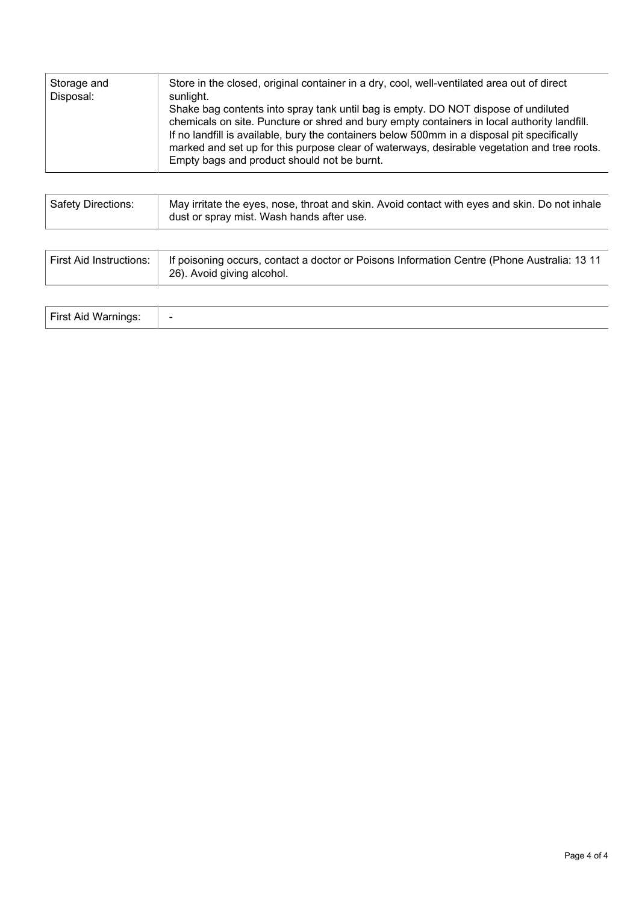| | |
|---|---|
| Storage and Disposal: | Store in the closed, original container in a dry, cool, well-ventilated area out of direct sunlight.<br>Shake bag contents into spray tank until bag is empty. DO NOT dispose of undiluted chemicals on site. Puncture or shred and bury empty containers in local authority landfill. If no landfill is available, bury the containers below 500mm in a disposal pit specifically marked and set up for this purpose clear of waterways, desirable vegetation and tree roots. Empty bags and product should not be burnt. |

| | |
|---|---|
| Safety Directions: | May irritate the eyes, nose, throat and skin. Avoid contact with eyes and skin. Do not inhale dust or spray mist. Wash hands after use. |

| | |
|---|---|
| First Aid Instructions: | If poisoning occurs, contact a doctor or Poisons Information Centre (Phone Australia: 13 11 26). Avoid giving alcohol. |

| | |
|---|---|
| First Aid Warnings: | - |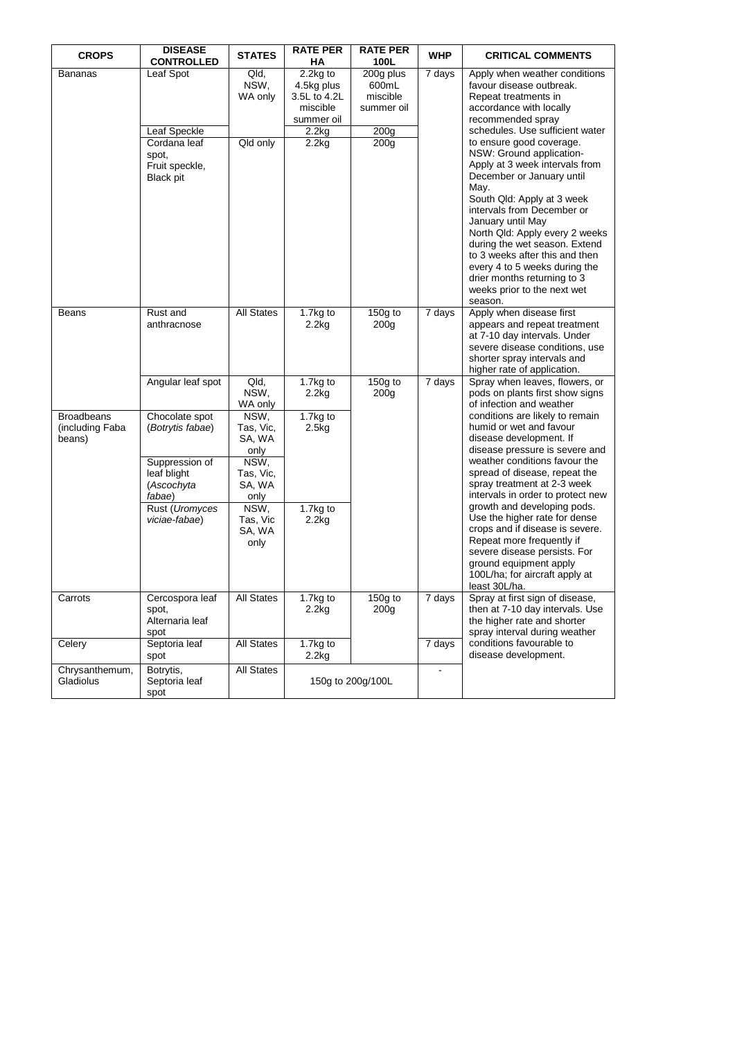| CROPS | DISEASE CONTROLLED | STATES | RATE PER HA | RATE PER 100L | WHP | CRITICAL COMMENTS |
|---|---|---|---|---|---|---|
| Bananas | Leaf Spot | Qld, NSW, WA only | 2.2kg to 4.5kg plus 3.5L to 4.2L miscible summer oil | 200g plus 600mL miscible summer oil | 7 days | Apply when weather conditions favour disease outbreak. Repeat treatments in accordance with locally recommended spray schedules. Use sufficient water to ensure good coverage. NSW: Ground application- Apply at 3 week intervals from December or January until May. South Qld: Apply at 3 week intervals from December or January until May North Qld: Apply every 2 weeks during the wet season. Extend to 3 weeks after this and then every 4 to 5 weeks during the drier months returning to 3 weeks prior to the next wet season. |
| | Leaf Speckle | | 2.2kg | 200g | | |
| | Cordana leaf spot, Fruit speckle, Black pit | Qld only | 2.2kg | 200g | | |
| Beans | Rust and anthracnose | All States | 1.7kg to 2.2kg | 150g to 200g | 7 days | Apply when disease first appears and repeat treatment at 7-10 day intervals. Under severe disease conditions, use shorter spray intervals and higher rate of application. |
| | Angular leaf spot | Qld, NSW, WA only | 1.7kg to 2.2kg | 150g to 200g | 7 days | Spray when leaves, flowers, or pods on plants first show signs of infection and weather conditions are likely to remain humid or wet and favour disease development. If disease pressure is severe and weather conditions favour the spread of disease, repeat the spray treatment at 2-3 week intervals in order to protect new growth and developing pods. Use the higher rate for dense crops and if disease is severe. Repeat more frequently if severe disease persists. For ground equipment apply 100L/ha; for aircraft apply at least 30L/ha. |
| Broadbeans (including Faba beans) | Chocolate spot (*Botrytis fabae*) | NSW, Tas, Vic, SA, WA only | 1.7kg to 2.5kg | | | |
| | Suppression of leaf blight (*Ascochyta fabae*) | NSW, Tas, Vic, SA, WA only | | | | |
| | Rust (*Uromyces viciae-fabae*) | NSW, Tas, Vic SA, WA only | 1.7kg to 2.2kg | | | |
| Carrots | Cercospora leaf spot, Alternaria leaf spot | All States | 1.7kg to 2.2kg | 150g to 200g | 7 days | Spray at first sign of disease, then at 7-10 day intervals. Use the higher rate and shorter spray interval during weather conditions favourable to disease development. |
| Celery | Septoria leaf spot | All States | 1.7kg to 2.2kg | | 7 days | |
| Chrysanthemum, Gladiolus | Botrytis, Septoria leaf spot | All States | 150g to 200g/100L | | - | |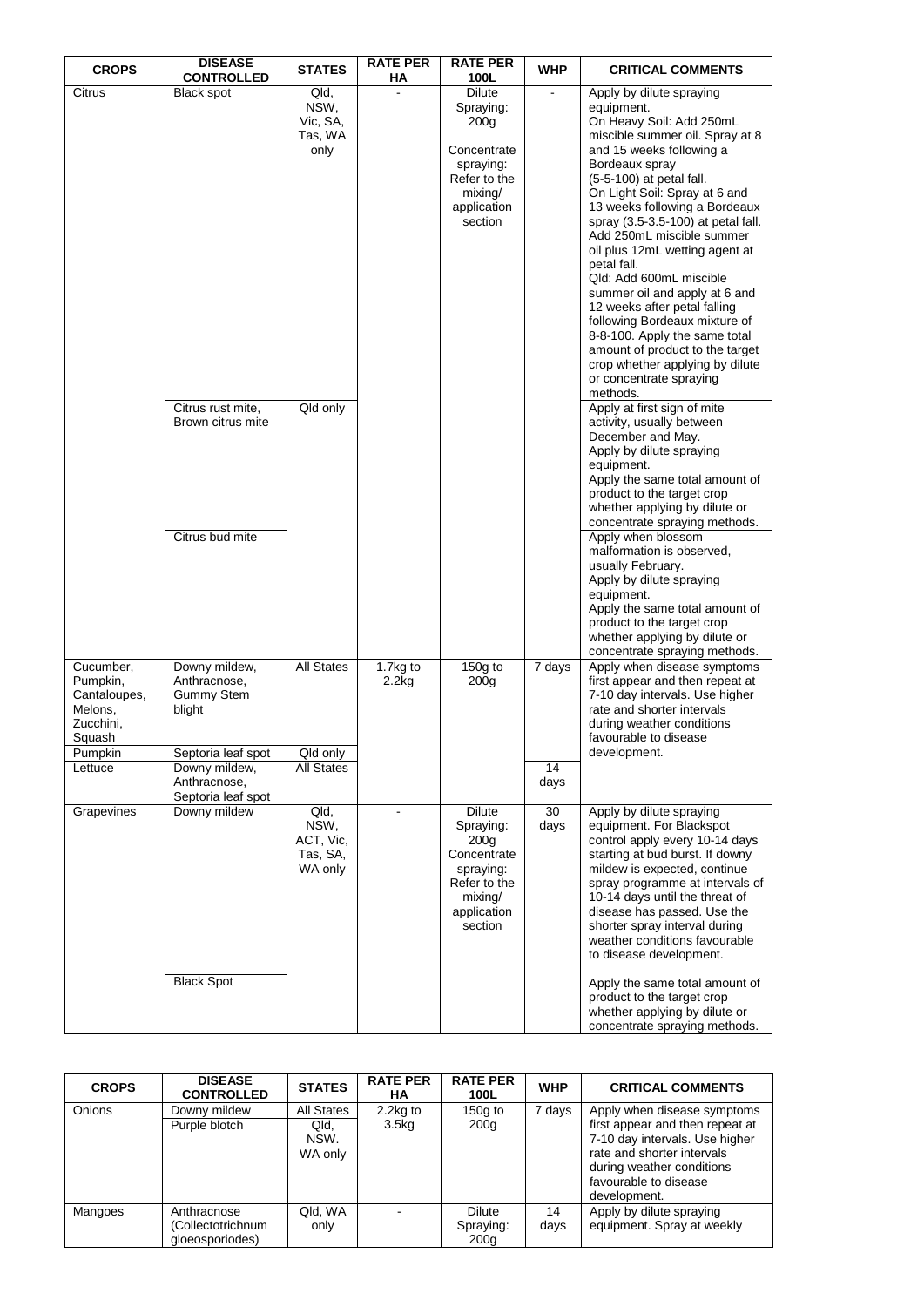| CROPS | DISEASE CONTROLLED | STATES | RATE PER HA | RATE PER 100L | WHP | CRITICAL COMMENTS |
|---|---|---|---|---|---|---|
| Citrus | Black spot | Qld, NSW, Vic, SA, Tas, WA only | - | Dilute Spraying: 200g<br><br>Concentrate spraying: Refer to the mixing/ application section | - | Apply by dilute spraying equipment.<br>On Heavy Soil: Add 250mL miscible summer oil. Spray at 8 and 15 weeks following a Bordeaux spray (5-5-100) at petal fall.<br>On Light Soil: Spray at 6 and 13 weeks following a Bordeaux spray (3.5-3.5-100) at petal fall. Add 250mL miscible summer oil plus 12mL wetting agent at petal fall.<br>Qld: Add 600mL miscible summer oil and apply at 6 and 12 weeks after petal falling following Bordeaux mixture of 8-8-100. Apply the same total amount of product to the target crop whether applying by dilute or concentrate spraying methods. |
| | Citrus rust mite, Brown citrus mite | Qld only | | | | Apply at first sign of mite activity, usually between December and May.<br>Apply by dilute spraying equipment.<br>Apply the same total amount of product to the target crop whether applying by dilute or concentrate spraying methods. |
| | Citrus bud mite | | | | | Apply when blossom malformation is observed, usually February.<br>Apply by dilute spraying equipment.<br>Apply the same total amount of product to the target crop whether applying by dilute or concentrate spraying methods. |
| Cucumber, Pumpkin, Cantaloupes, Melons, Zucchini, Squash | Downy mildew, Anthracnose, Gummy Stem blight | All States | 1.7kg to 2.2kg | 150g to 200g | 7 days | Apply when disease symptoms first appear and then repeat at 7-10 day intervals. Use higher rate and shorter intervals during weather conditions favourable to disease development. |
| Pumpkin | Septoria leaf spot | Qld only | | | | |
| Lettuce | Downy mildew, Anthracnose, Septoria leaf spot | All States | | | 14 days | |
| Grapevines | Downy mildew | Qld, NSW, ACT, Vic, Tas, SA, WA only | - | Dilute Spraying: 200g<br>Concentrate spraying: Refer to the mixing/ application section | 30 days | Apply by dilute spraying equipment. For Blackspot control apply every 10-14 days starting at bud burst. If downy mildew is expected, continue spray programme at intervals of 10-14 days until the threat of disease has passed. Use the shorter spray interval during weather conditions favourable to disease development. |
| | Black Spot | | | | | Apply the same total amount of product to the target crop whether applying by dilute or concentrate spraying methods. |

| CROPS | DISEASE CONTROLLED | STATES | RATE PER HA | RATE PER 100L | WHP | CRITICAL COMMENTS |
|---|---|---|---|---|---|---|
| Onions | Downy mildew | All States | 2.2kg to 3.5kg | 150g to 200g | 7 days | Apply when disease symptoms first appear and then repeat at 7-10 day intervals. Use higher rate and shorter intervals during weather conditions favourable to disease development. |
| | Purple blotch | Qld, NSW. WA only | | | | |
| Mangoes | Anthracnose (Collectotrichnum gloeosporiodes) | Qld, WA only | - | Dilute Spraying: 200g | 14 days | Apply by dilute spraying equipment. Spray at weekly |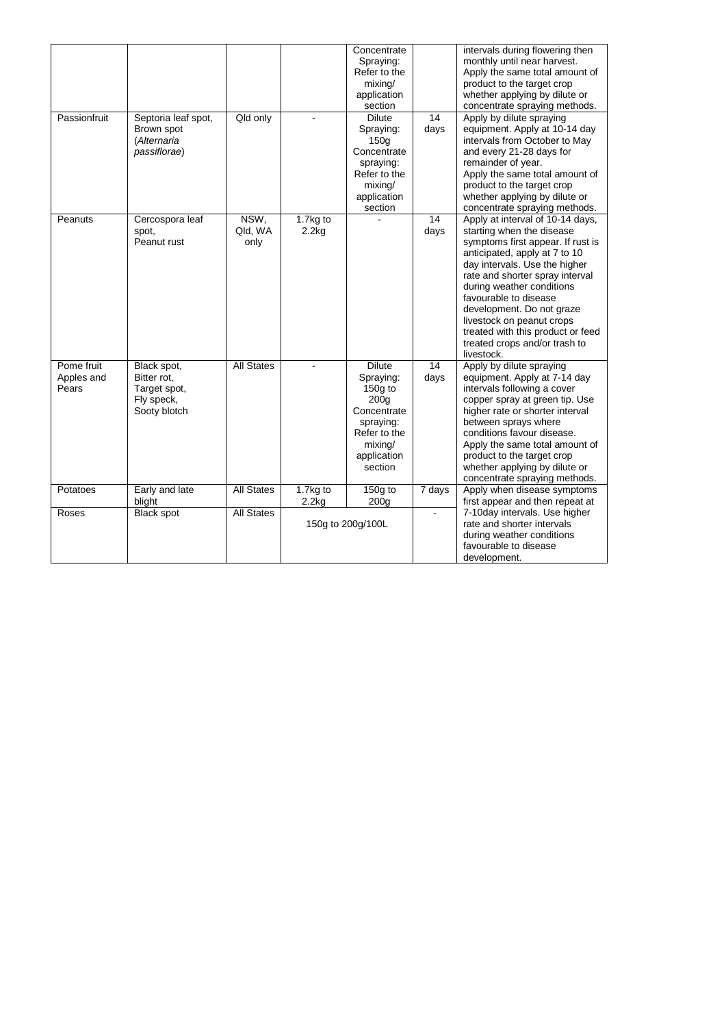| | | | | Concentrate Spraying: Refer to the mixing/ application section | | intervals during flowering then monthly until near harvest. Apply the same total amount of product to the target crop whether applying by dilute or concentrate spraying methods. |
|---|---|---|---|---|---|---|
| Passionfruit | Septoria leaf spot, Brown spot (*Alternaria passiflorae*) | Qld only | - | Dilute Spraying: 150g Concentrate spraying: Refer to the mixing/ application section | 14 days | Apply by dilute spraying equipment. Apply at 10-14 day intervals from October to May and every 21-28 days for remainder of year. Apply the same total amount of product to the target crop whether applying by dilute or concentrate spraying methods. |
| Peanuts | Cercospora leaf spot, Peanut rust | NSW, Qld, WA only | 1.7kg to 2.2kg | - | 14 days | Apply at interval of 10-14 days, starting when the disease symptoms first appear. If rust is anticipated, apply at 7 to 10 day intervals. Use the higher rate and shorter spray interval during weather conditions favourable to disease development. Do not graze livestock on peanut crops treated with this product or feed treated crops and/or trash to livestock. |
| Pome fruit Apples and Pears | Black spot, Bitter rot, Target spot, Fly speck, Sooty blotch | All States | - | Dilute Spraying: 150g to 200g Concentrate spraying: Refer to the mixing/ application section | 14 days | Apply by dilute spraying equipment. Apply at 7-14 day intervals following a cover copper spray at green tip. Use higher rate or shorter interval between sprays where conditions favour disease. Apply the same total amount of product to the target crop whether applying by dilute or concentrate spraying methods. |
| Potatoes | Early and late blight | All States | 1.7kg to 2.2kg | 150g to 200g | 7 days | Apply when disease symptoms first appear and then repeat at 7-10day intervals. Use higher rate and shorter intervals during weather conditions favourable to disease development. |
| Roses | Black spot | All States | 150g to 200g/100L | | - | |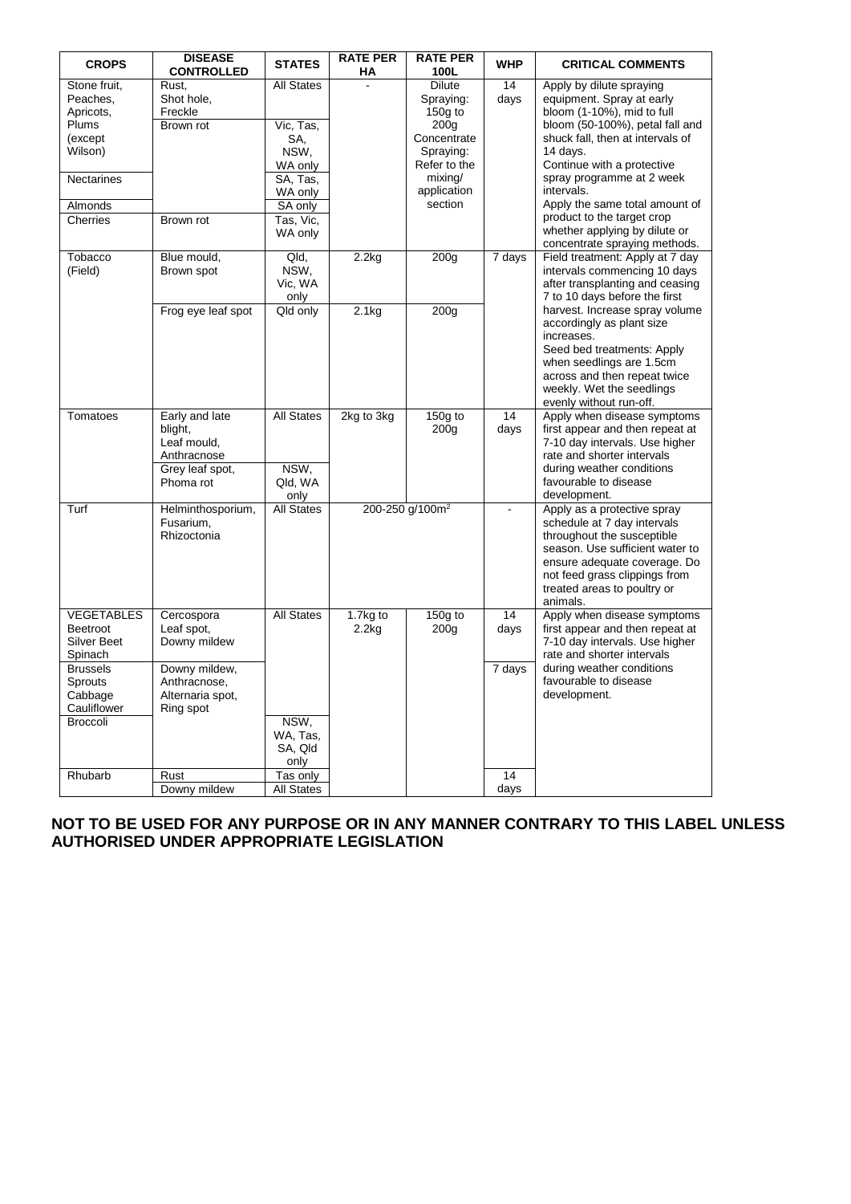| CROPS | DISEASE CONTROLLED | STATES | RATE PER HA | RATE PER 100L | WHP | CRITICAL COMMENTS |
|---|---|---|---|---|---|---|
| Stone fruit, Peaches, Apricots, Plums (except Wilson) | Rust, Shot hole, Freckle | All States | - | Dilute Spraying: 150g to 200g Concentrate Spraying: Refer to the mixing/ application section | 14 days | Apply by dilute spraying equipment. Spray at early bloom (1-10%), mid to full bloom (50-100%), petal fall and shuck fall, then at intervals of 14 days. Continue with a protective spray programme at 2 week intervals. Apply the same total amount of product to the target crop whether applying by dilute or concentrate spraying methods. |
| | Brown rot | Vic, Tas, SA, NSW, WA only | | | | |
| Nectarines | | SA, Tas, WA only | | | | |
| Almonds | | SA only | | | | |
| Cherries | Brown rot | Tas, Vic, WA only | | | | |
| Tobacco (Field) | Blue mould, Brown spot | Qld, NSW, Vic, WA only | 2.2kg | 200g | 7 days | Field treatment: Apply at 7 day intervals commencing 10 days after transplanting and ceasing 7 to 10 days before the first harvest. Increase spray volume accordingly as plant size increases. Seed bed treatments: Apply when seedlings are 1.5cm across and then repeat twice weekly. Wet the seedlings evenly without run-off. |
| | Frog eye leaf spot | Qld only | 2.1kg | 200g | | |
| Tomatoes | Early and late blight, Leaf mould, Anthracnose | All States | 2kg to 3kg | 150g to 200g | 14 days | Apply when disease symptoms first appear and then repeat at 7-10 day intervals. Use higher rate and shorter intervals during weather conditions favourable to disease development. |
| | Grey leaf spot, Phoma rot | NSW, Qld, WA only | | | | |
| Turf | Helminthosporium, Fusarium, Rhizoctonia | All States | 200-250 g/100m² | | - | Apply as a protective spray schedule at 7 day intervals throughout the susceptible season. Use sufficient water to ensure adequate coverage. Do not feed grass clippings from treated areas to poultry or animals. |
| VEGETABLES Beetroot Silver Beet Spinach | Cercospora Leaf spot, Downy mildew | All States | 1.7kg to 2.2kg | 150g to 200g | 14 days | Apply when disease symptoms first appear and then repeat at 7-10 day intervals. Use higher rate and shorter intervals during weather conditions favourable to disease development. |
| Brussels Sprouts Cabbage Cauliflower | Downy mildew, Anthracnose, Alternaria spot, Ring spot | | | | 7 days | |
| Broccoli | | NSW, WA, Tas, SA, Qld only | | | | |
| Rhubarb | Rust | Tas only | | | 14 days | |
| | Downy mildew | All States | | | | |

**NOT TO BE USED FOR ANY PURPOSE OR IN ANY MANNER CONTRARY TO THIS LABEL UNLESS AUTHORISED UNDER APPROPRIATE LEGISLATION**